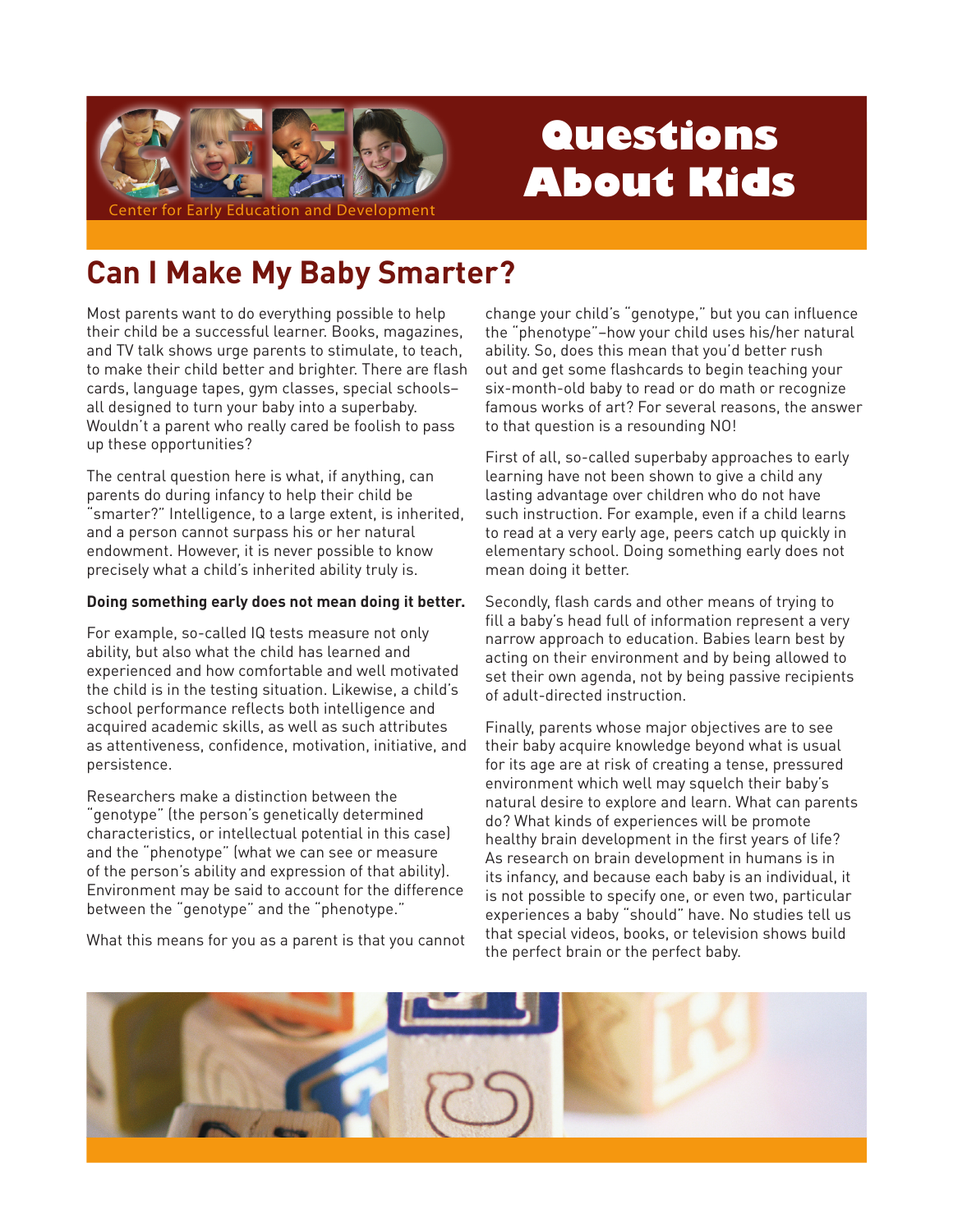Center for Early Education and Development

# Questions About Kids

## Can I Make My Baby Smarter?

Most parents want to do everything possible to help their child be a successful learner. Books, magazines, and TV talk shows urge parents to stimulate, to teach, to make their child better and brighter. There are flash cards, language tapes, gym classes, special schools–all designed to turn your baby into a superbaby. Wouldn't a parent who really cared be foolish to pass up these opportunities?

The central question here is what, if anything, can parents do during infancy to help their child be "smarter?" Intelligence, to a large extent, is inherited, and a person cannot surpass his or her natural endowment. However, it is never possible to know precisely what a child's inherited ability truly is.

**Doing something early does not mean doing it better.**

For example, so-called IQ tests measure not only ability, but also what the child has learned and experienced and how comfortable and well motivated the child is in the testing situation. Likewise, a child's school performance reflects both intelligence and acquired academic skills, as well as such attributes as attentiveness, confidence, motivation, initiative, and persistence.

Researchers make a distinction between the "genotype" (the person's genetically determined characteristics, or intellectual potential in this case) and the "phenotype" (what we can see or measure of the person's ability and expression of that ability). Environment may be said to account for the difference between the "genotype" and the "phenotype."

What this means for you as a parent is that you cannot change your child's "genotype," but you can influence the "phenotype"–how your child uses his/her natural ability. So, does this mean that you'd better rush out and get some flashcards to begin teaching your six-month-old baby to read or do math or recognize famous works of art? For several reasons, the answer to that question is a resounding NO!

First of all, so-called superbaby approaches to early learning have not been shown to give a child any lasting advantage over children who do not have such instruction. For example, even if a child learns to read at a very early age, peers catch up quickly in elementary school. Doing something early does not mean doing it better.

Secondly, flash cards and other means of trying to fill a baby's head full of information represent a very narrow approach to education. Babies learn best by acting on their environment and by being allowed to set their own agenda, not by being passive recipients of adult-directed instruction.

Finally, parents whose major objectives are to see their baby acquire knowledge beyond what is usual for its age are at risk of creating a tense, pressured environment which well may squelch their baby's natural desire to explore and learn. What can parents do? What kinds of experiences will be promote healthy brain development in the first years of life? As research on brain development in humans is in its infancy, and because each baby is an individual, it is not possible to specify one, or even two, particular experiences a baby "should" have. No studies tell us that special videos, books, or television shows build the perfect brain or the perfect baby.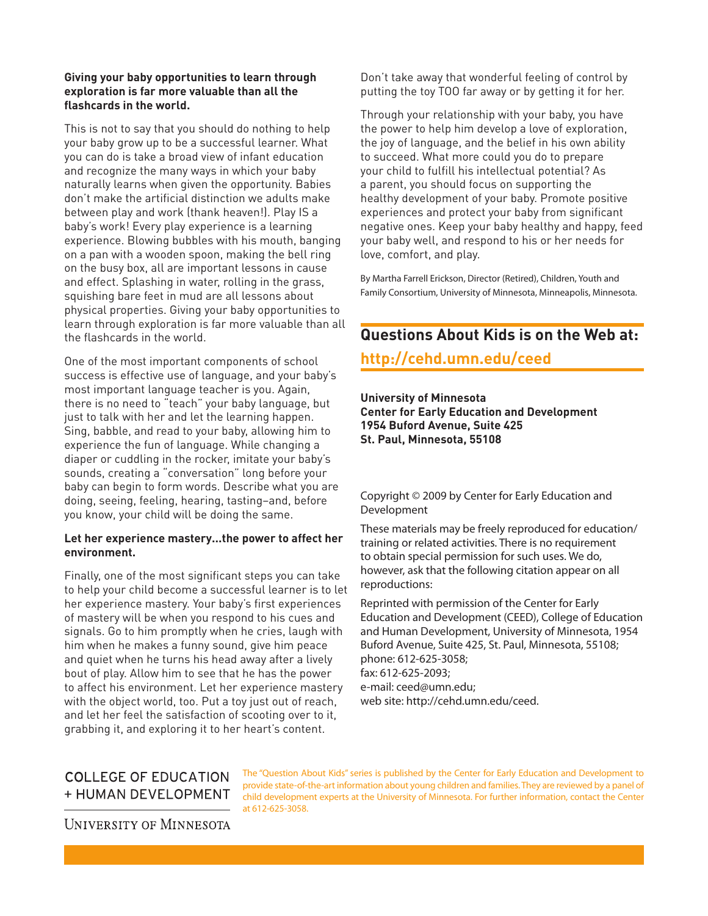**Giving your baby opportunities to learn through exploration is far more valuable than all the flashcards in the world.**

This is not to say that you should do nothing to help your baby grow up to be a successful learner. What you can do is take a broad view of infant education and recognize the many ways in which your baby naturally learns when given the opportunity. Babies don't make the artificial distinction we adults make between play and work (thank heaven!). Play IS a baby's work! Every play experience is a learning experience. Blowing bubbles with his mouth, banging on a pan with a wooden spoon, making the bell ring on the busy box, all are important lessons in cause and effect. Splashing in water, rolling in the grass, squishing bare feet in mud are all lessons about physical properties. Giving your baby opportunities to learn through exploration is far more valuable than all the flashcards in the world.

One of the most important components of school success is effective use of language, and your baby's most important language teacher is you. Again, there is no need to "teach" your baby language, but just to talk with her and let the learning happen. Sing, babble, and read to your baby, allowing him to experience the fun of language. While changing a diaper or cuddling in the rocker, imitate your baby's sounds, creating a "conversation" long before your baby can begin to form words. Describe what you are doing, seeing, feeling, hearing, tasting–and, before you know, your child will be doing the same.

**Let her experience mastery...the power to affect her environment.**

Finally, one of the most significant steps you can take to help your child become a successful learner is to let her experience mastery. Your baby's first experiences of mastery will be when you respond to his cues and signals. Go to him promptly when he cries, laugh with him when he makes a funny sound, give him peace and quiet when he turns his head away after a lively bout of play. Allow him to see that he has the power to affect his environment. Let her experience mastery with the object world, too. Put a toy just out of reach, and let her feel the satisfaction of scooting over to it, grabbing it, and exploring it to her heart's content. Don't take away that wonderful feeling of control by putting the toy TOO far away or by getting it for her.

Through your relationship with your baby, you have the power to help him develop a love of exploration, the joy of language, and the belief in his own ability to succeed. What more could you do to prepare your child to fulfill his intellectual potential? As a parent, you should focus on supporting the healthy development of your baby. Promote positive experiences and protect your baby from significant negative ones. Keep your baby healthy and happy, feed your baby well, and respond to his or her needs for love, comfort, and play.

By Martha Farrell Erickson, Director (Retired), Children, Youth and Family Consortium, University of Minnesota, Minneapolis, Minnesota.

## Questions About Kids is on the Web at: http://cehd.umn.edu/ceed

**University of Minnesota**
**Center for Early Education and Development**
**1954 Buford Avenue, Suite 425**
**St. Paul, Minnesota, 55108**

Copyright © 2009 by Center for Early Education and Development

These materials may be freely reproduced for education/training or related activities. There is no requirement to obtain special permission for such uses. We do, however, ask that the following citation appear on all reproductions:

Reprinted with permission of the Center for Early Education and Development (CEED), College of Education and Human Development, University of Minnesota, 1954 Buford Avenue, Suite 425, St. Paul, Minnesota, 55108;
phone: 612-625-3058;
fax: 612-625-2093;
e-mail: ceed@umn.edu;
web site: http://cehd.umn.edu/ceed.

COLLEGE OF EDUCATION + HUMAN DEVELOPMENT

UNIVERSITY OF MINNESOTA

The "Question About Kids" series is published by the Center for Early Education and Development to provide state-of-the-art information about young children and families. They are reviewed by a panel of child development experts at the University of Minnesota. For further information, contact the Center at 612-625-3058.